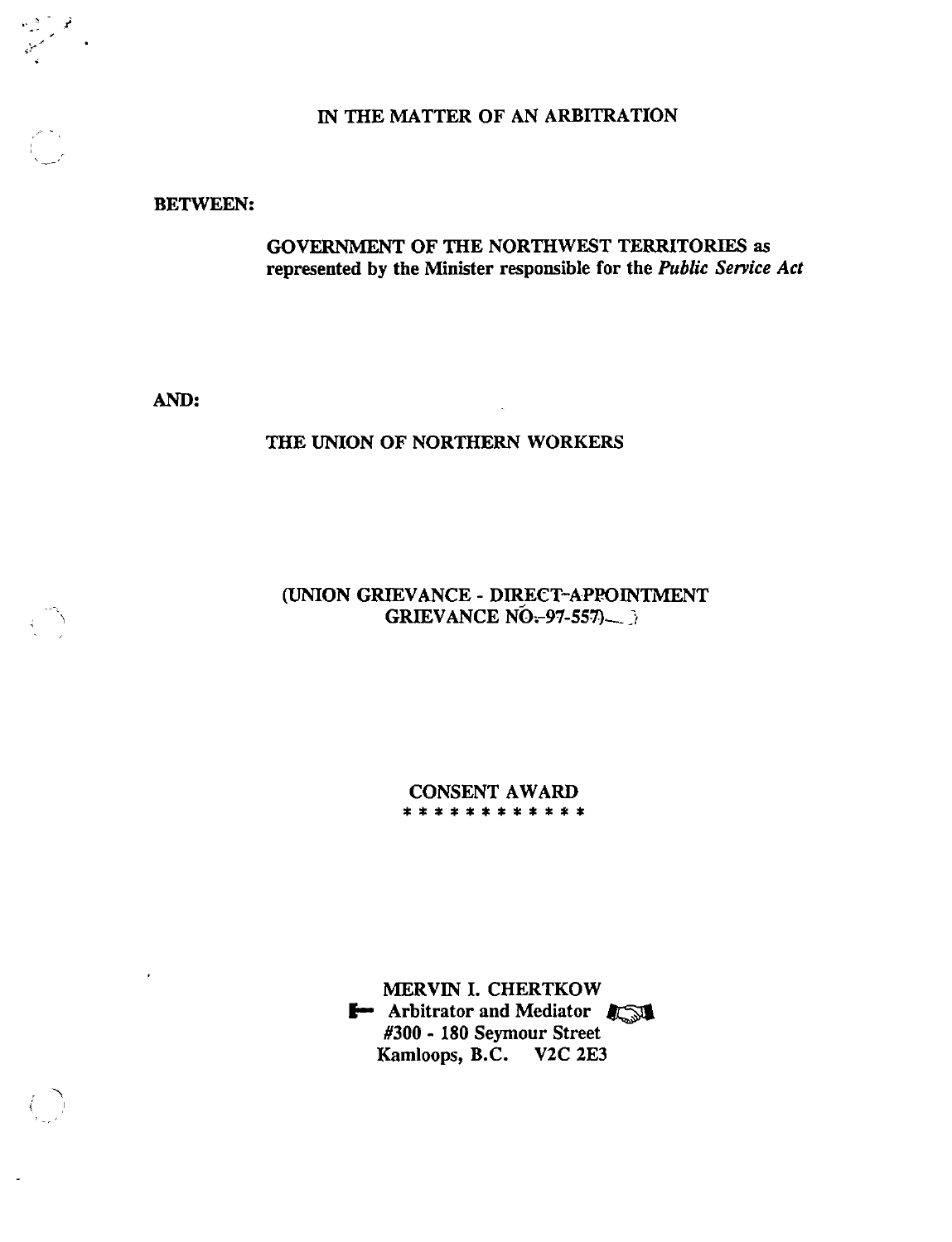# IN THE MATTER OF AN ARBITRATION

**BETWEEN:**

**GOVERNMENT OF THE NORTHWEST TERRITORIES as represented by the Minister responsible for the *Public Service Act***

**AND:**

**THE UNION OF NORTHERN WORKERS**

**(UNION GRIEVANCE - DIRECT-APPOINTMENT GRIEVANCE NO. 97-557)**

## CONSENT AWARD

\* \* \* \* \* \* \* \* \* \* \* \*

MERVIN I. CHERTKOW
Arbitrator and Mediator
#300 - 180 Seymour Street
Kamloops, B.C. V2C 2E3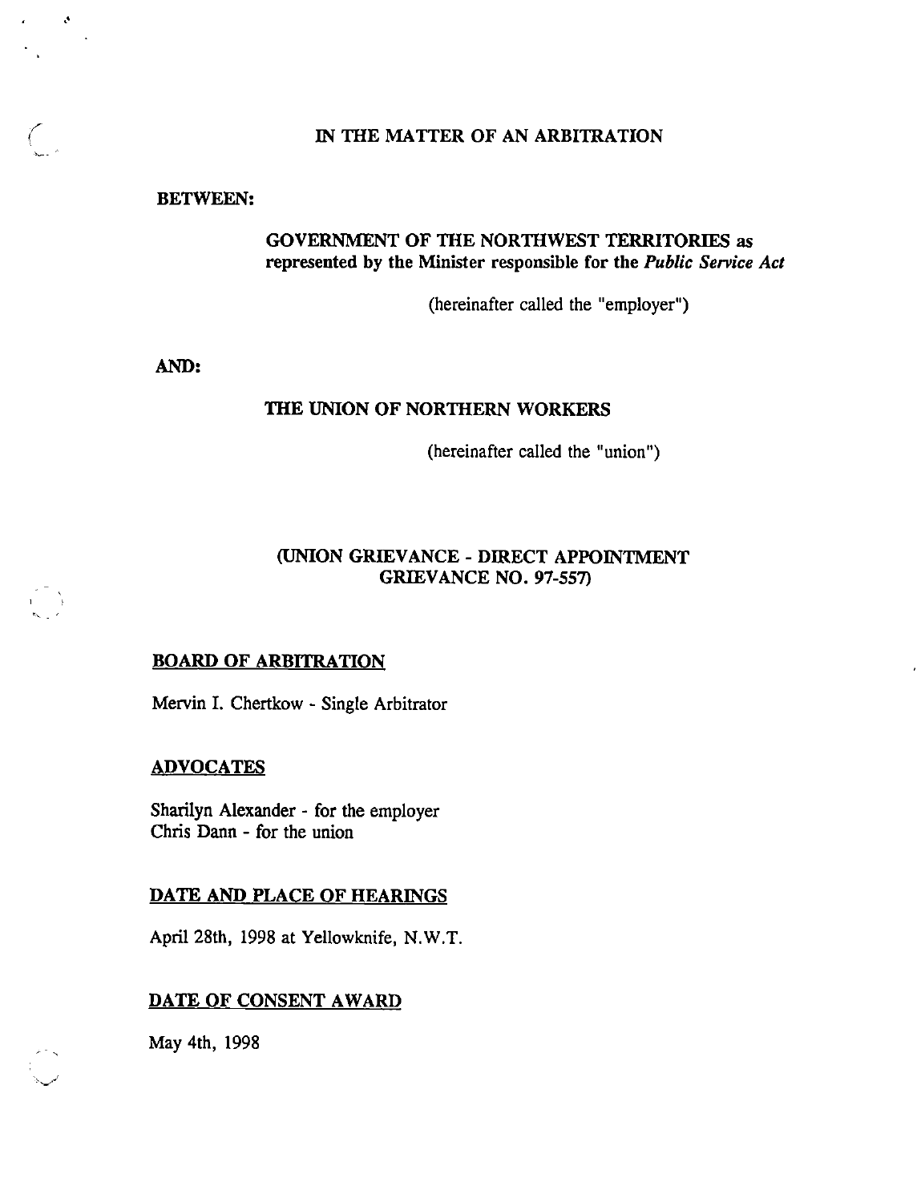IN THE MATTER OF AN ARBITRATION

**BETWEEN:**

**GOVERNMENT OF THE NORTHWEST TERRITORIES as represented by the Minister responsible for the *Public Service Act***

(hereinafter called the "employer")

**AND:**

**THE UNION OF NORTHERN WORKERS**

(hereinafter called the "union")

**(UNION GRIEVANCE - DIRECT APPOINTMENT GRIEVANCE NO. 97-557)**

**BOARD OF ARBITRATION**

Mervin I. Chertkow - Single Arbitrator

**ADVOCATES**

Sharilyn Alexander - for the employer
Chris Dann - for the union

**DATE AND PLACE OF HEARINGS**

April 28th, 1998 at Yellowknife, N.W.T.

**DATE OF CONSENT AWARD**

May 4th, 1998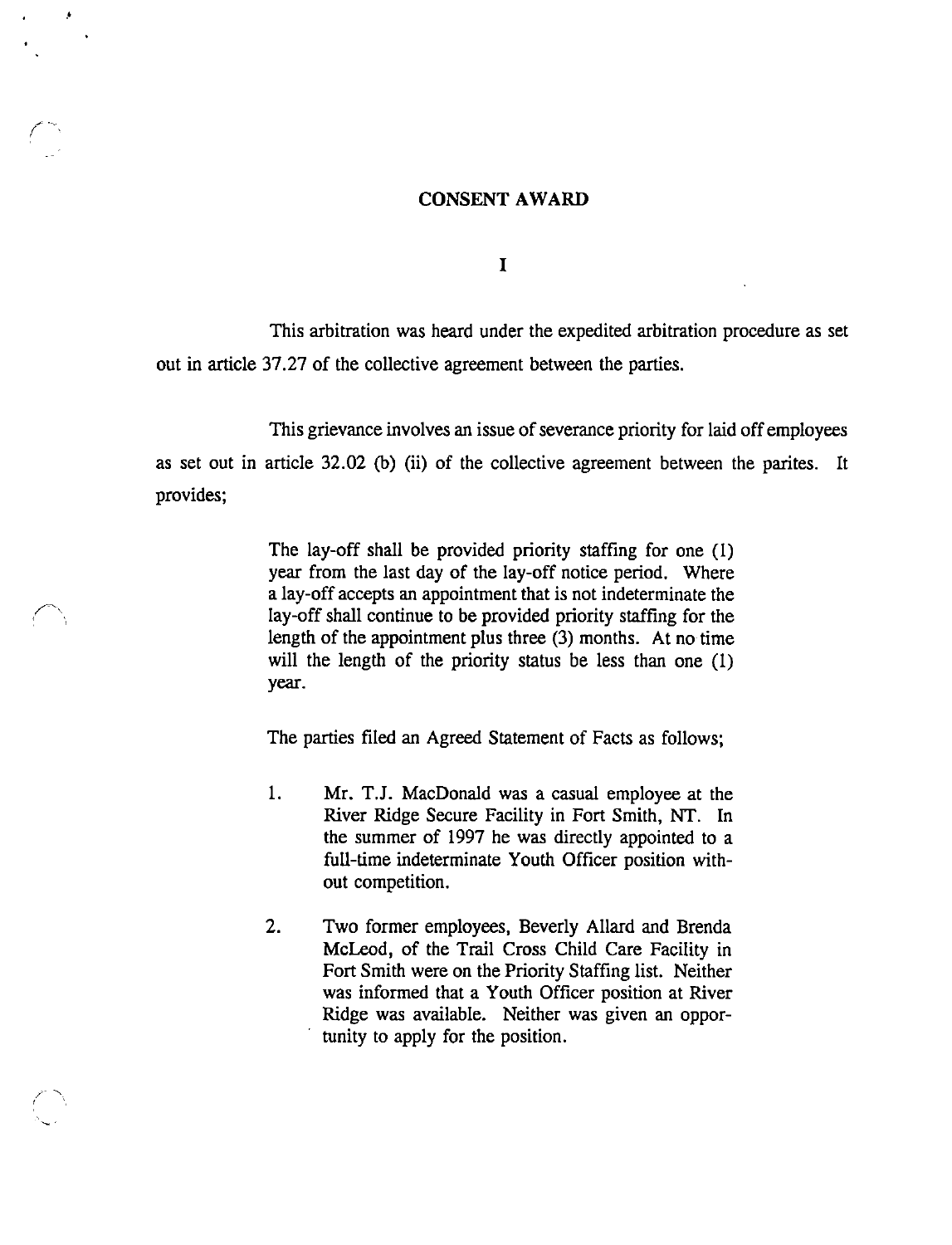## CONSENT AWARD

### I

This arbitration was heard under the expedited arbitration procedure as set out in article 37.27 of the collective agreement between the parties.

This grievance involves an issue of severance priority for laid off employees as set out in article 32.02 (b) (ii) of the collective agreement between the parites. It provides;

> The lay-off shall be provided priority staffing for one (1) year from the last day of the lay-off notice period. Where a lay-off accepts an appointment that is not indeterminate the lay-off shall continue to be provided priority staffing for the length of the appointment plus three (3) months. At no time will the length of the priority status be less than one (1) year.

The parties filed an Agreed Statement of Facts as follows;

1. Mr. T.J. MacDonald was a casual employee at the River Ridge Secure Facility in Fort Smith, NT. In the summer of 1997 he was directly appointed to a full-time indeterminate Youth Officer position without competition.

2. Two former employees, Beverly Allard and Brenda McLeod, of the Trail Cross Child Care Facility in Fort Smith were on the Priority Staffing list. Neither was informed that a Youth Officer position at River Ridge was available. Neither was given an opportunity to apply for the position.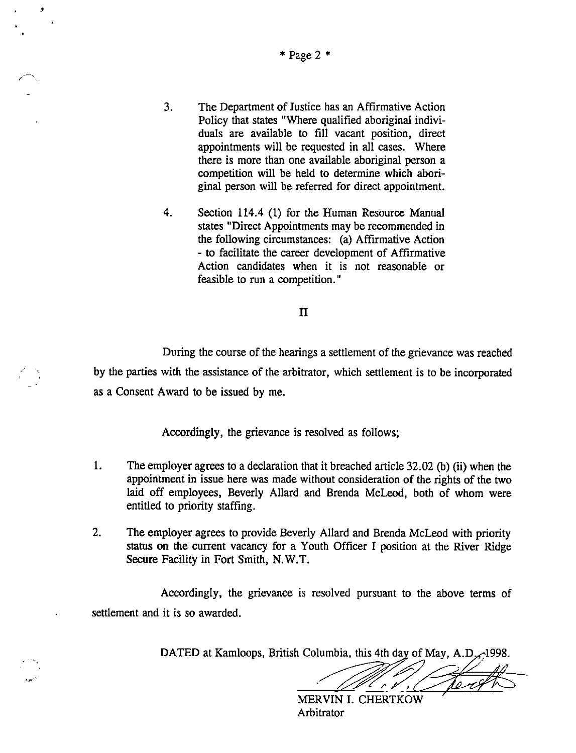3. The Department of Justice has an Affirmative Action Policy that states "Where qualified aboriginal individuals are available to fill vacant position, direct appointments will be requested in all cases. Where there is more than one available aboriginal person a competition will be held to determine which aboriginal person will be referred for direct appointment.

4. Section 114.4 (1) for the Human Resource Manual states "Direct Appointments may be recommended in the following circumstances: (a) Affirmative Action - to facilitate the career development of Affirmative Action candidates when it is not reasonable or feasible to run a competition."

## II

During the course of the hearings a settlement of the grievance was reached by the parties with the assistance of the arbitrator, which settlement is to be incorporated as a Consent Award to be issued by me.

Accordingly, the grievance is resolved as follows;

1. The employer agrees to a declaration that it breached article 32.02 (b) (ii) when the appointment in issue here was made without consideration of the rights of the two laid off employees, Beverly Allard and Brenda McLeod, both of whom were entitled to priority staffing.

2. The employer agrees to provide Beverly Allard and Brenda McLeod with priority status on the current vacancy for a Youth Officer I position at the River Ridge Secure Facility in Fort Smith, N.W.T.

Accordingly, the grievance is resolved pursuant to the above terms of settlement and it is so awarded.

DATED at Kamloops, British Columbia, this 4th day of May, A.D., 1998.

MERVIN I. CHERTKOW
Arbitrator